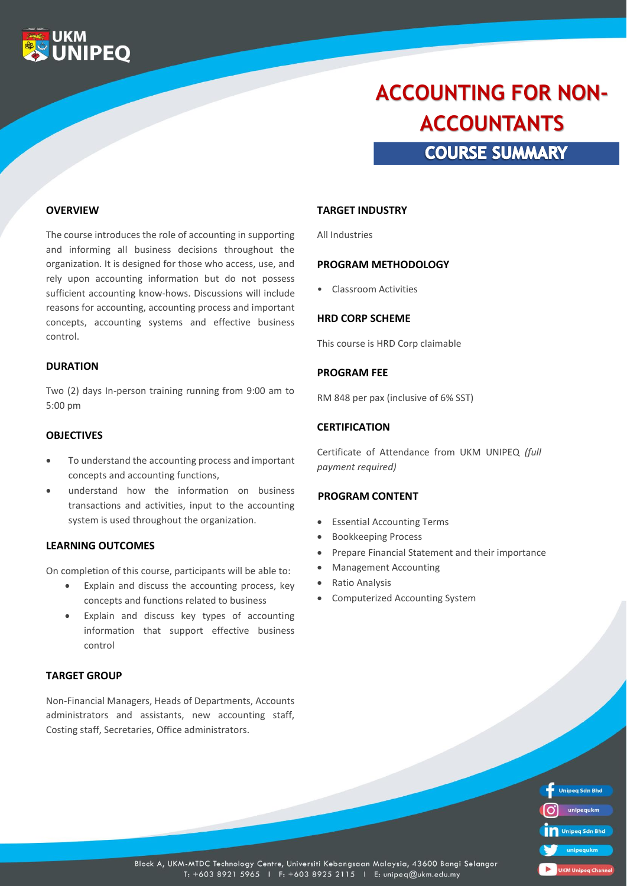UKM UNIPEQ

# ACCOUNTING FOR NON-ACCOUNTANTS

## COURSE SUMMARY

### OVERVIEW

The course introduces the role of accounting in supporting and informing all business decisions throughout the organization. It is designed for those who access, use, and rely upon accounting information but do not possess sufficient accounting know-hows. Discussions will include reasons for accounting, accounting process and important concepts, accounting systems and effective business control.

### DURATION

Two (2) days In-person training running from 9:00 am to 5:00 pm

### OBJECTIVES

- To understand the accounting process and important concepts and accounting functions,
- understand how the information on business transactions and activities, input to the accounting system is used throughout the organization.

### LEARNING OUTCOMES

On completion of this course, participants will be able to:

- Explain and discuss the accounting process, key concepts and functions related to business
- Explain and discuss key types of accounting information that support effective business control

### TARGET GROUP

Non-Financial Managers, Heads of Departments, Accounts administrators and assistants, new accounting staff, Costing staff, Secretaries, Office administrators.

### TARGET INDUSTRY

All Industries

### PROGRAM METHODOLOGY

- Classroom Activities

### HRD CORP SCHEME

This course is HRD Corp claimable

### PROGRAM FEE

RM 848 per pax (inclusive of 6% SST)

### CERTIFICATION

Certificate of Attendance from UKM UNIPEQ *(full payment required)*

### PROGRAM CONTENT

- Essential Accounting Terms
- Bookkeeping Process
- Prepare Financial Statement and their importance
- Management Accounting
- Ratio Analysis
- Computerized Accounting System

Unipeq Sdn Bhd | unipequkm | Unipeq Sdn Bhd | unipequkm | UKM Unipeq Channel

Block A, UKM-MTDC Technology Centre, Universiti Kebangsaan Malaysia, 43600 Bangi Selangor
T: +603 8921 5965 | F: +603 8925 2115 | E: unipeq@ukm.edu.my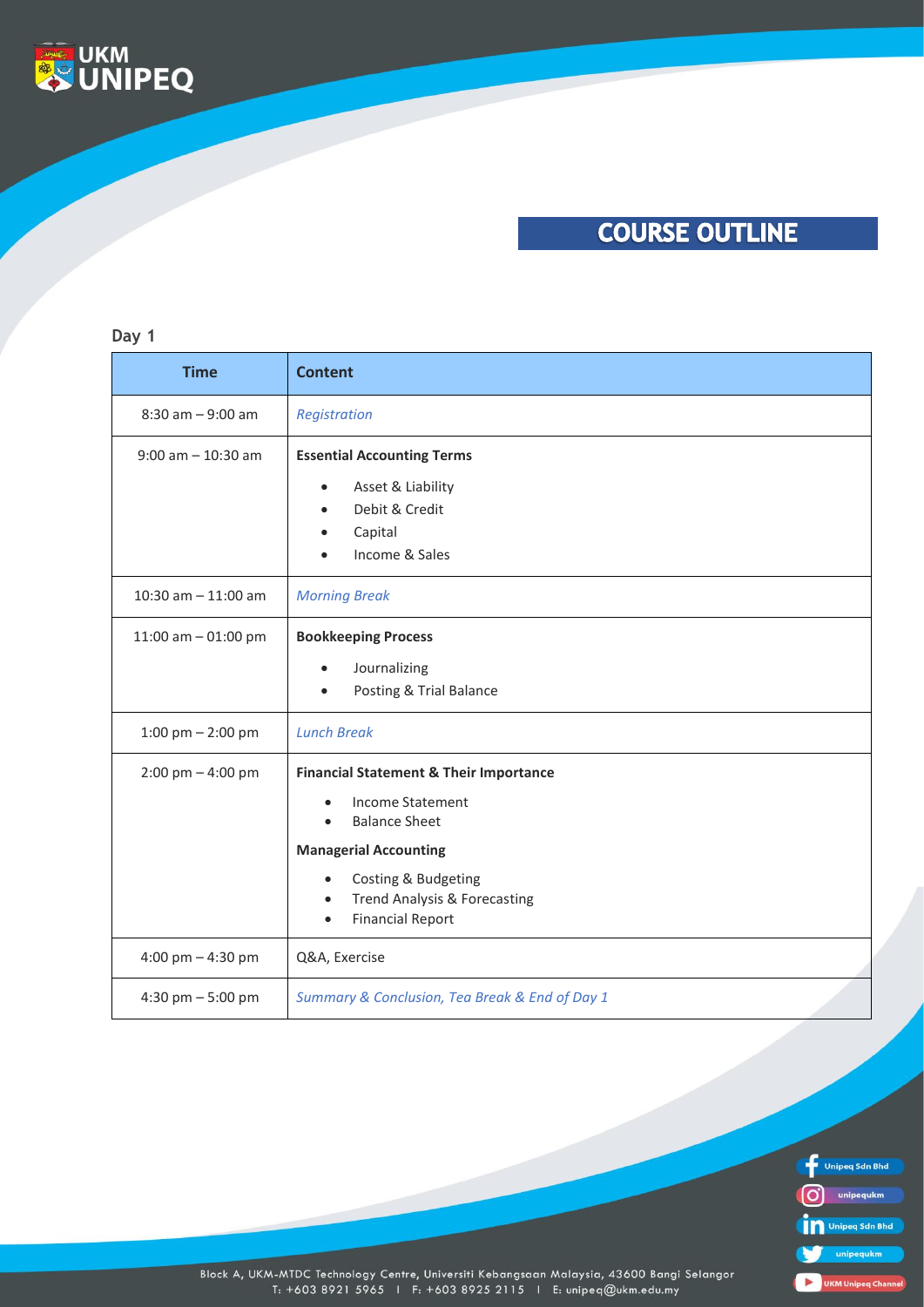# COURSE OUTLINE

## Day 1

| Time | Content |
| --- | --- |
| 8:30 am – 9:00 am | *Registration* |
| 9:00 am – 10:30 am | **Essential Accounting Terms**<br>• Asset & Liability<br>• Debit & Credit<br>• Capital<br>• Income & Sales |
| 10:30 am – 11:00 am | *Morning Break* |
| 11:00 am – 01:00 pm | **Bookkeeping Process**<br>• Journalizing<br>• Posting & Trial Balance |
| 1:00 pm – 2:00 pm | *Lunch Break* |
| 2:00 pm – 4:00 pm | **Financial Statement & Their Importance**<br>• Income Statement<br>• Balance Sheet<br>**Managerial Accounting**<br>• Costing & Budgeting<br>• Trend Analysis & Forecasting<br>• Financial Report |
| 4:00 pm – 4:30 pm | Q&A, Exercise |
| 4:30 pm – 5:00 pm | *Summary & Conclusion, Tea Break & End of Day 1* |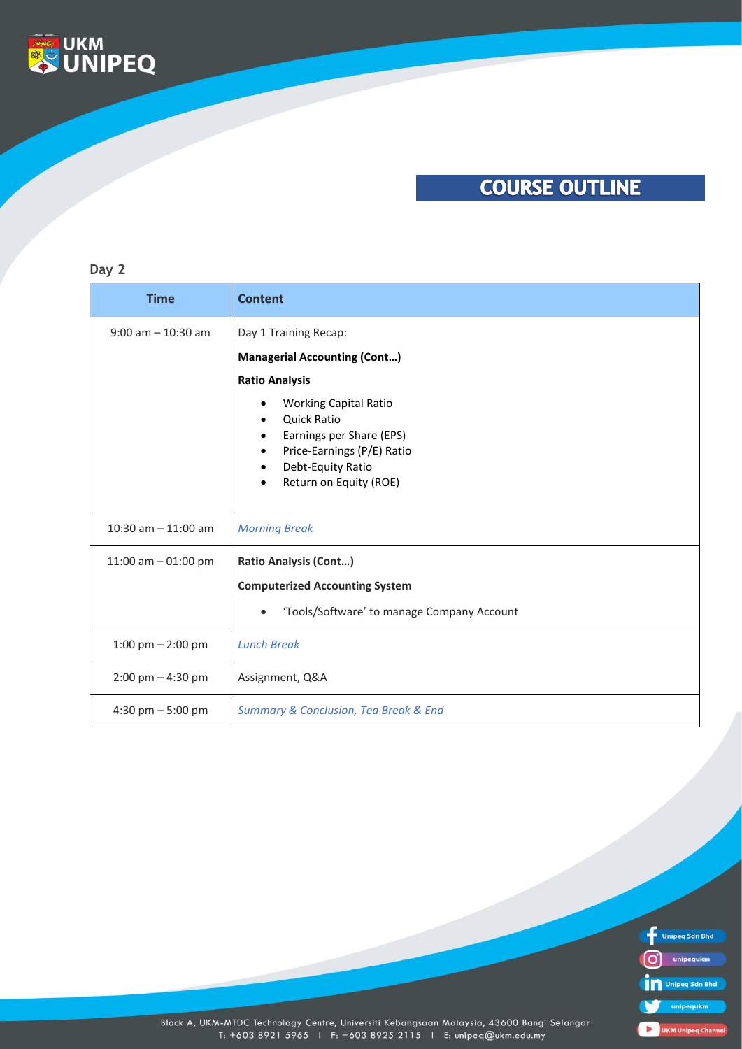# COURSE OUTLINE

## Day 2

| Time | Content |
|---|---|
| 9:00 am – 10:30 am | Day 1 Training Recap:<br>**Managerial Accounting (Cont…)**<br>**Ratio Analysis**<br>• Working Capital Ratio<br>• Quick Ratio<br>• Earnings per Share (EPS)<br>• Price-Earnings (P/E) Ratio<br>• Debt-Equity Ratio<br>• Return on Equity (ROE) |
| 10:30 am – 11:00 am | *Morning Break* |
| 11:00 am – 01:00 pm | **Ratio Analysis (Cont…)**<br>**Computerized Accounting System**<br>• 'Tools/Software' to manage Company Account |
| 1:00 pm – 2:00 pm | *Lunch Break* |
| 2:00 pm – 4:30 pm | Assignment, Q&A |
| 4:30 pm – 5:00 pm | *Summary & Conclusion, Tea Break & End* |